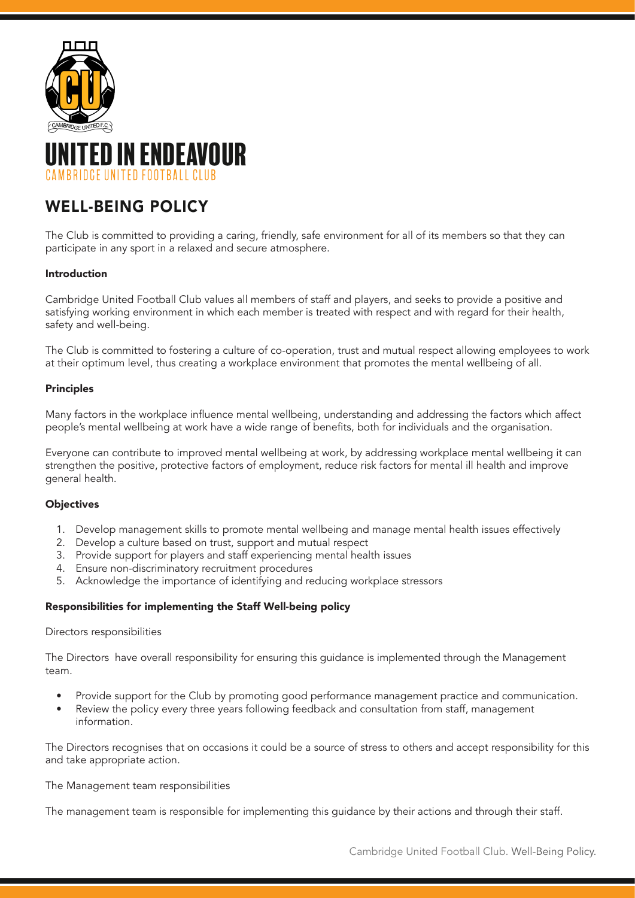# UNITED IN ENDEAVOUR

CAMBRIDGE UNITED FOOTBALL CLUB

## WELL-BEING POLICY

The Club is committed to providing a caring, friendly, safe environment for all of its members so that they can participate in any sport in a relaxed and secure atmosphere.

### Introduction

Cambridge United Football Club values all members of staff and players, and seeks to provide a positive and satisfying working environment in which each member is treated with respect and with regard for their health, safety and well-being.

The Club is committed to fostering a culture of co-operation, trust and mutual respect allowing employees to work at their optimum level, thus creating a workplace environment that promotes the mental wellbeing of all.

### Principles

Many factors in the workplace influence mental wellbeing, understanding and addressing the factors which affect people's mental wellbeing at work have a wide range of benefits, both for individuals and the organisation.

Everyone can contribute to improved mental wellbeing at work, by addressing workplace mental wellbeing it can strengthen the positive, protective factors of employment, reduce risk factors for mental ill health and improve general health.

### Objectives

1. Develop management skills to promote mental wellbeing and manage mental health issues effectively
2. Develop a culture based on trust, support and mutual respect
3. Provide support for players and staff experiencing mental health issues
4. Ensure non-discriminatory recruitment procedures
5. Acknowledge the importance of identifying and reducing workplace stressors

### Responsibilities for implementing the Staff Well-being policy

Directors responsibilities

The Directors have overall responsibility for ensuring this guidance is implemented through the Management team.

- Provide support for the Club by promoting good performance management practice and communication.
- Review the policy every three years following feedback and consultation from staff, management information.

The Directors recognises that on occasions it could be a source of stress to others and accept responsibility for this and take appropriate action.

The Management team responsibilities

The management team is responsible for implementing this guidance by their actions and through their staff.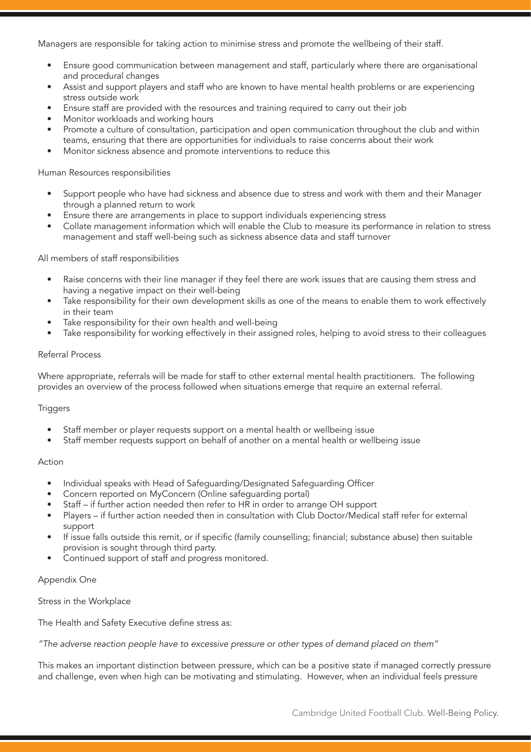Managers are responsible for taking action to minimise stress and promote the wellbeing of their staff.

- Ensure good communication between management and staff, particularly where there are organisational and procedural changes
- Assist and support players and staff who are known to have mental health problems or are experiencing stress outside work
- Ensure staff are provided with the resources and training required to carry out their job
- Monitor workloads and working hours
- Promote a culture of consultation, participation and open communication throughout the club and within teams, ensuring that there are opportunities for individuals to raise concerns about their work
- Monitor sickness absence and promote interventions to reduce this

Human Resources responsibilities

- Support people who have had sickness and absence due to stress and work with them and their Manager through a planned return to work
- Ensure there are arrangements in place to support individuals experiencing stress
- Collate management information which will enable the Club to measure its performance in relation to stress management and staff well-being such as sickness absence data and staff turnover

All members of staff responsibilities

- Raise concerns with their line manager if they feel there are work issues that are causing them stress and having a negative impact on their well-being
- Take responsibility for their own development skills as one of the means to enable them to work effectively in their team
- Take responsibility for their own health and well-being
- Take responsibility for working effectively in their assigned roles, helping to avoid stress to their colleagues

Referral Process

Where appropriate, referrals will be made for staff to other external mental health practitioners. The following provides an overview of the process followed when situations emerge that require an external referral.

Triggers

- Staff member or player requests support on a mental health or wellbeing issue
- Staff member requests support on behalf of another on a mental health or wellbeing issue

Action

- Individual speaks with Head of Safeguarding/Designated Safeguarding Officer
- Concern reported on MyConcern (Online safeguarding portal)
- Staff – if further action needed then refer to HR in order to arrange OH support
- Players – if further action needed then in consultation with Club Doctor/Medical staff refer for external support
- If issue falls outside this remit, or if specific (family counselling; financial; substance abuse) then suitable provision is sought through third party.
- Continued support of staff and progress monitored.

Appendix One

Stress in the Workplace

The Health and Safety Executive define stress as:

*"The adverse reaction people have to excessive pressure or other types of demand placed on them"*

This makes an important distinction between pressure, which can be a positive state if managed correctly pressure and challenge, even when high can be motivating and stimulating. However, when an individual feels pressure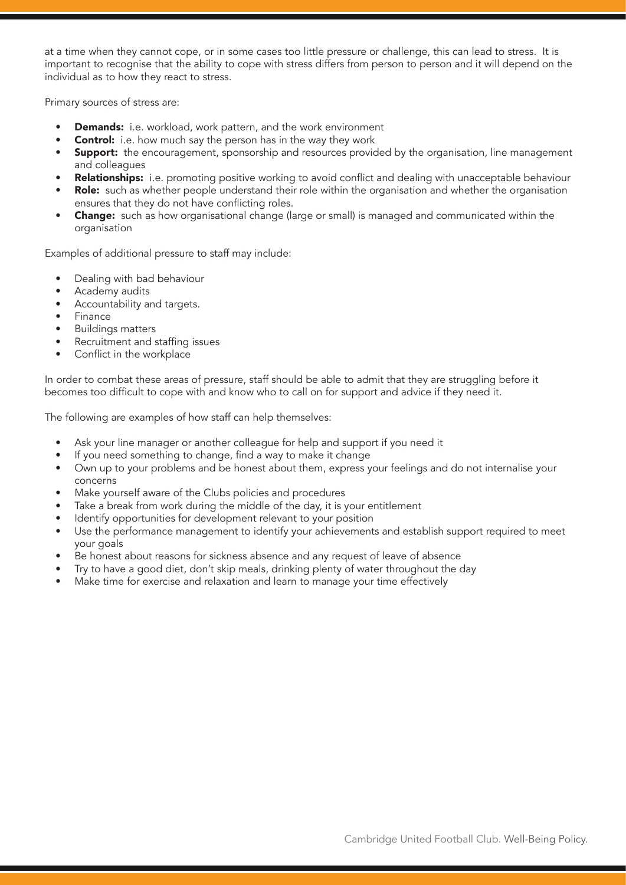at a time when they cannot cope, or in some cases too little pressure or challenge, this can lead to stress. It is important to recognise that the ability to cope with stress differs from person to person and it will depend on the individual as to how they react to stress.

Primary sources of stress are:

- **Demands:** i.e. workload, work pattern, and the work environment
- **Control:** i.e. how much say the person has in the way they work
- **Support:** the encouragement, sponsorship and resources provided by the organisation, line management and colleagues
- **Relationships:** i.e. promoting positive working to avoid conflict and dealing with unacceptable behaviour
- **Role:** such as whether people understand their role within the organisation and whether the organisation ensures that they do not have conflicting roles.
- **Change:** such as how organisational change (large or small) is managed and communicated within the organisation

Examples of additional pressure to staff may include:

- Dealing with bad behaviour
- Academy audits
- Accountability and targets.
- Finance
- Buildings matters
- Recruitment and staffing issues
- Conflict in the workplace

In order to combat these areas of pressure, staff should be able to admit that they are struggling before it becomes too difficult to cope with and know who to call on for support and advice if they need it.

The following are examples of how staff can help themselves:

- Ask your line manager or another colleague for help and support if you need it
- If you need something to change, find a way to make it change
- Own up to your problems and be honest about them, express your feelings and do not internalise your concerns
- Make yourself aware of the Clubs policies and procedures
- Take a break from work during the middle of the day, it is your entitlement
- Identify opportunities for development relevant to your position
- Use the performance management to identify your achievements and establish support required to meet your goals
- Be honest about reasons for sickness absence and any request of leave of absence
- Try to have a good diet, don't skip meals, drinking plenty of water throughout the day
- Make time for exercise and relaxation and learn to manage your time effectively